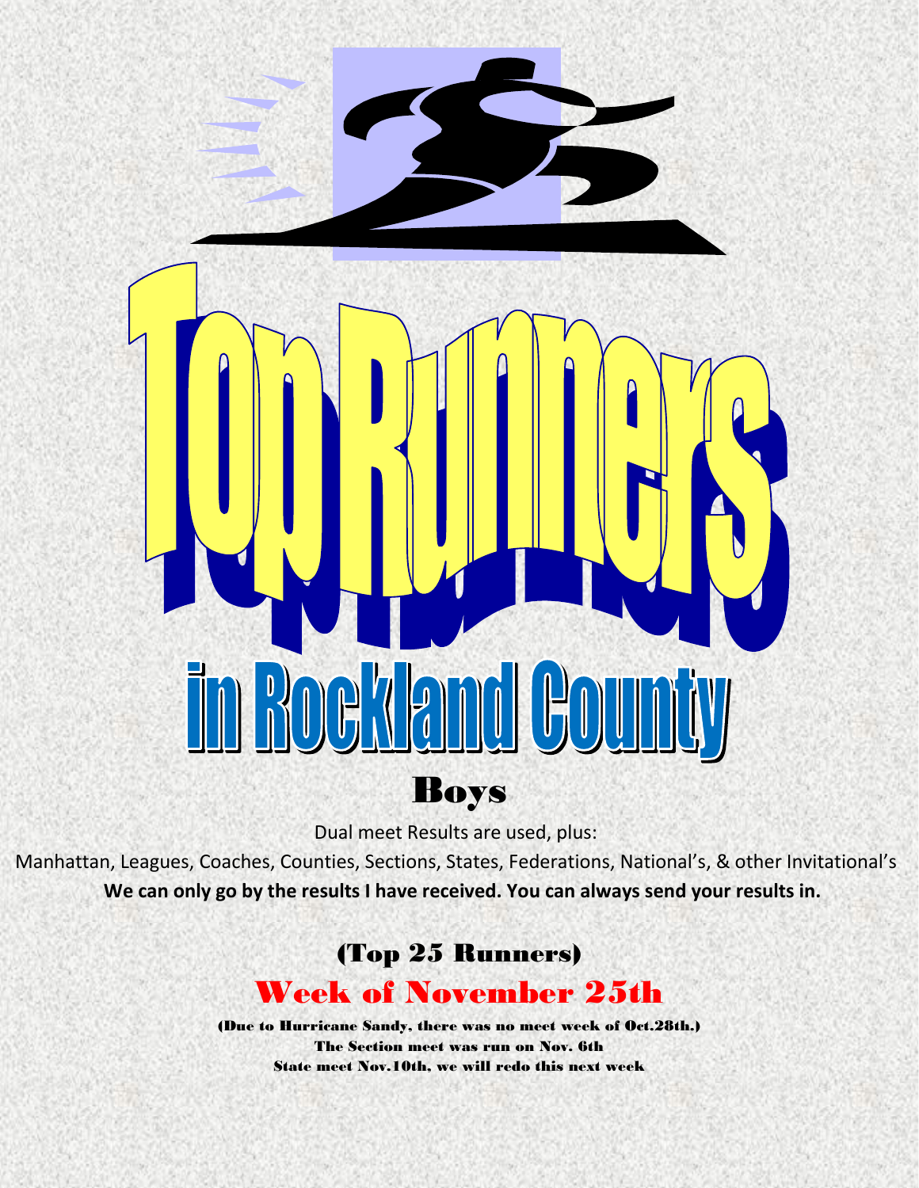# Top Runners

# in Rockland County

## Boys

Dual meet Results are used, plus:

Manhattan, Leagues, Coaches, Counties, Sections, States, Federations, National's, & other Invitational's

**We can only go by the results I have received. You can always send your results in.**

### (Top 25 Runners)

### Week of November 25th

**(Due to Hurricane Sandy, there was no meet week of Oct.28th.)**
**The Section meet was run on Nov. 6th**
**State meet Nov.10th, we will redo this next week**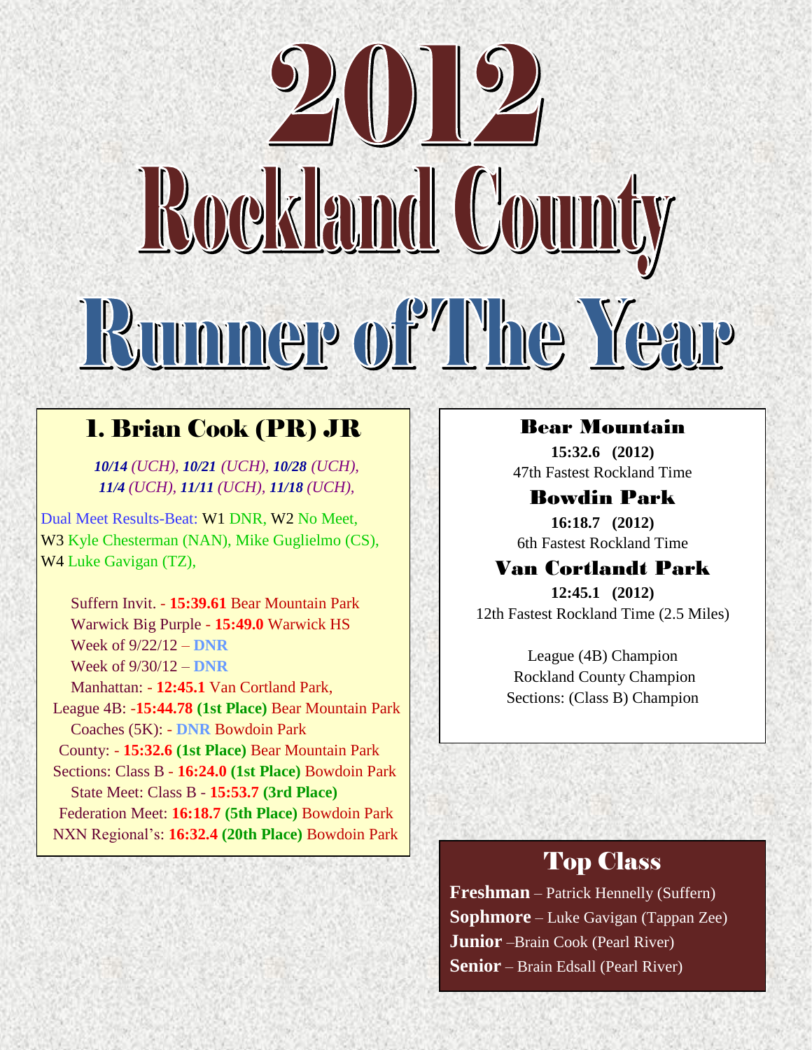# 2012

# Rockland County

# Runner of The Year

## 1. Brian Cook (PR) JR

***10/14** (UCH), **10/21** (UCH), **10/28** (UCH),*
***11/4** (UCH), **11/11** (UCH), **11/18** (UCH),*

Dual Meet Results-Beat: W1 DNR, W2 No Meet,
W3 Kyle Chesterman (NAN), Mike Guglielmo (CS),
W4 Luke Gavigan (TZ),

Suffern Invit. - **15:39.61** Bear Mountain Park
Warwick Big Purple - **15:49.0** Warwick HS
Week of 9/22/12 – **DNR**
Week of 9/30/12 – **DNR**
Manhattan: - **12:45.1** Van Cortland Park,
League 4B: -**15:44.78 (1st Place)** Bear Mountain Park
Coaches (5K): - **DNR** Bowdoin Park
County: - **15:32.6 (1st Place)** Bear Mountain Park
Sections: Class B - **16:24.0 (1st Place)** Bowdoin Park
State Meet: Class B - **15:53.7 (3rd Place)**
Federation Meet: **16:18.7 (5th Place)** Bowdoin Park
NXN Regional's: **16:32.4 (20th Place)** Bowdoin Park

### Bear Mountain

**15:32.6 (2012)**
47th Fastest Rockland Time

### Bowdin Park

**16:18.7 (2012)**
6th Fastest Rockland Time

### Van Cortlandt Park

**12:45.1 (2012)**
12th Fastest Rockland Time (2.5 Miles)

League (4B) Champion
Rockland County Champion
Sections: (Class B) Champion

## Top Class

**Freshman** – Patrick Hennelly (Suffern)
**Sophmore** – Luke Gavigan (Tappan Zee)
**Junior** –Brain Cook (Pearl River)
**Senior** – Brain Edsall (Pearl River)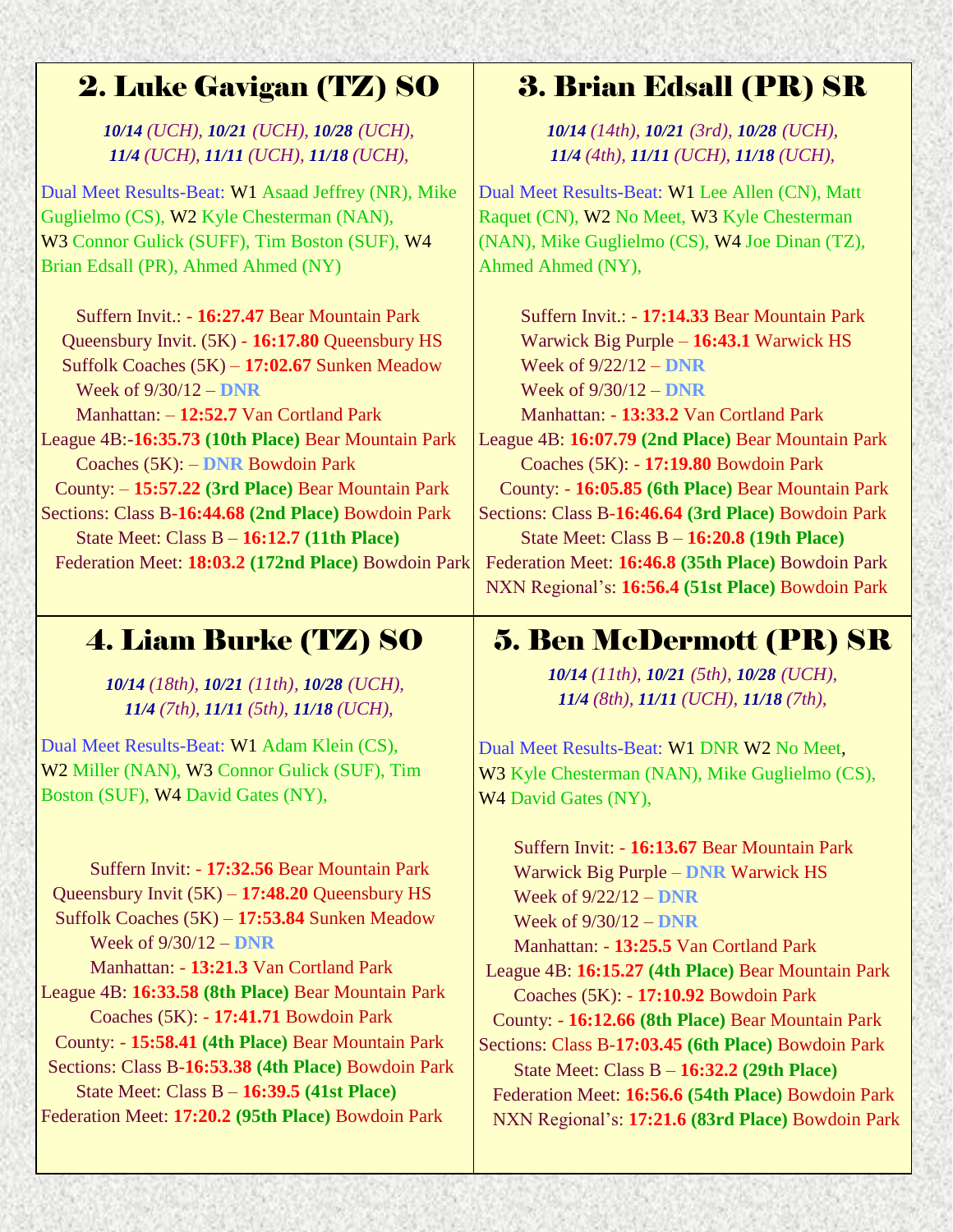## 2. Luke Gavigan (TZ) SO

***10/14*** *(UCH),* ***10/21*** *(UCH),* ***10/28*** *(UCH),*
***11/4*** *(UCH),* ***11/11*** *(UCH),* ***11/18*** *(UCH),*

Dual Meet Results-Beat: W1 Asaad Jeffrey (NR), Mike Guglielmo (CS), W2 Kyle Chesterman (NAN), W3 Connor Gulick (SUFF), Tim Boston (SUF), W4 Brian Edsall (PR), Ahmed Ahmed (NY)

Suffern Invit.: - **16:27.47** Bear Mountain Park
Queensbury Invit. (5K) - **16:17.80** Queensbury HS
Suffolk Coaches (5K) – **17:02.67** Sunken Meadow
Week of 9/30/12 – **DNR**
Manhattan: – **12:52.7** Van Cortland Park
League 4B:-**16:35.73** **(10th Place)** Bear Mountain Park
Coaches (5K): – **DNR** Bowdoin Park
County: – **15:57.22** **(3rd Place)** Bear Mountain Park
Sections: Class B-**16:44.68** **(2nd Place)** Bowdoin Park
State Meet: Class B – **16:12.7** **(11th Place)**
Federation Meet: **18:03.2** **(172nd Place)** Bowdoin Park

## 3. Brian Edsall (PR) SR

***10/14*** *(14th),* ***10/21*** *(3rd),* ***10/28*** *(UCH),*
***11/4*** *(4th),* ***11/11*** *(UCH),* ***11/18*** *(UCH),*

Dual Meet Results-Beat: W1 Lee Allen (CN), Matt Raquet (CN), W2 No Meet, W3 Kyle Chesterman (NAN), Mike Guglielmo (CS), W4 Joe Dinan (TZ), Ahmed Ahmed (NY),

Suffern Invit.: - **17:14.33** Bear Mountain Park
Warwick Big Purple – **16:43.1** Warwick HS
Week of 9/22/12 – **DNR**
Week of 9/30/12 – **DNR**
Manhattan: - **13:33.2** Van Cortland Park
League 4B: **16:07.79** **(2nd Place)** Bear Mountain Park
Coaches (5K): - **17:19.80** Bowdoin Park
County: - **16:05.85** **(6th Place)** Bear Mountain Park
Sections: Class B-**16:46.64** **(3rd Place)** Bowdoin Park
State Meet: Class B – **16:20.8** **(19th Place)**
Federation Meet: **16:46.8** **(35th Place)** Bowdoin Park
NXN Regional's: **16:56.4** **(51st Place)** Bowdoin Park

## 4. Liam Burke (TZ) SO

***10/14*** *(18th),* ***10/21*** *(11th),* ***10/28*** *(UCH),*
***11/4*** *(7th),* ***11/11*** *(5th),* ***11/18*** *(UCH),*

Dual Meet Results-Beat: W1 Adam Klein (CS), W2 Miller (NAN), W3 Connor Gulick (SUF), Tim Boston (SUF), W4 David Gates (NY),

Suffern Invit: - **17:32.56** Bear Mountain Park
Queensbury Invit (5K) – **17:48.20** Queensbury HS
Suffolk Coaches (5K) – **17:53.84** Sunken Meadow
Week of 9/30/12 – **DNR**
Manhattan: - **13:21.3** Van Cortland Park
League 4B: **16:33.58** **(8th Place)** Bear Mountain Park
Coaches (5K): - **17:41.71** Bowdoin Park
County: - **15:58.41** **(4th Place)** Bear Mountain Park
Sections: Class B-**16:53.38** **(4th Place)** Bowdoin Park
State Meet: Class B – **16:39.5** **(41st Place)**
Federation Meet: **17:20.2** **(95th Place)** Bowdoin Park

## 5. Ben McDermott (PR) SR

***10/14*** *(11th),* ***10/21*** *(5th),* ***10/28*** *(UCH),*
***11/4*** *(8th),* ***11/11*** *(UCH),* ***11/18*** *(7th),*

Dual Meet Results-Beat: W1 DNR W2 No Meet, W3 Kyle Chesterman (NAN), Mike Guglielmo (CS), W4 David Gates (NY),

Suffern Invit: - **16:13.67** Bear Mountain Park
Warwick Big Purple – **DNR** Warwick HS
Week of 9/22/12 – **DNR**
Week of 9/30/12 – **DNR**
Manhattan: - **13:25.5** Van Cortland Park
League 4B: **16:15.27** **(4th Place)** Bear Mountain Park
Coaches (5K): - **17:10.92** Bowdoin Park
County: - **16:12.66** **(8th Place)** Bear Mountain Park
Sections: Class B-**17:03.45** **(6th Place)** Bowdoin Park
State Meet: Class B – **16:32.2** **(29th Place)**
Federation Meet: **16:56.6** **(54th Place)** Bowdoin Park
NXN Regional's: **17:21.6** **(83rd Place)** Bowdoin Park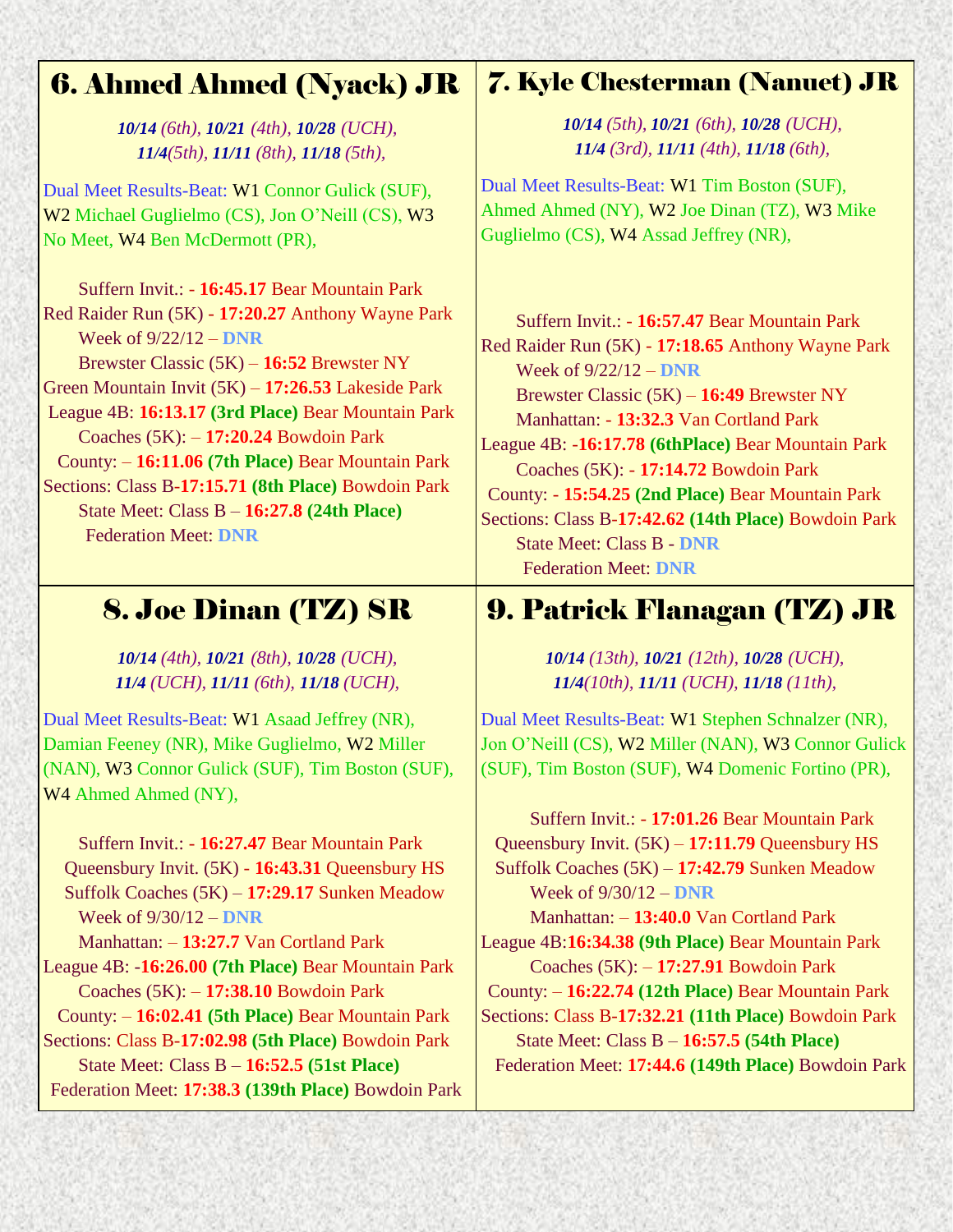## 6. Ahmed Ahmed (Nyack) JR

*10/14 (6th), 10/21 (4th), 10/28 (UCH), 11/4(5th), 11/11 (8th), 11/18 (5th),*

Dual Meet Results-Beat: W1 Connor Gulick (SUF), W2 Michael Guglielmo (CS), Jon O'Neill (CS), W3 No Meet, W4 Ben McDermott (PR),

Suffern Invit.: - **16:45.17** Bear Mountain Park
Red Raider Run (5K) - **17:20.27** Anthony Wayne Park
Week of 9/22/12 – **DNR**
Brewster Classic (5K) – **16:52** Brewster NY
Green Mountain Invit (5K) – **17:26.53** Lakeside Park
League 4B: **16:13.17 (3rd Place)** Bear Mountain Park
Coaches (5K): – **17:20.24** Bowdoin Park
County: – **16:11.06 (7th Place)** Bear Mountain Park
Sections: Class B-**17:15.71 (8th Place)** Bowdoin Park
State Meet: Class B – **16:27.8 (24th Place)**
Federation Meet: **DNR**

## 7. Kyle Chesterman (Nanuet) JR

*10/14 (5th), 10/21 (6th), 10/28 (UCH), 11/4 (3rd), 11/11 (4th), 11/18 (6th),*

Dual Meet Results-Beat: W1 Tim Boston (SUF), Ahmed Ahmed (NY), W2 Joe Dinan (TZ), W3 Mike Guglielmo (CS), W4 Assad Jeffrey (NR),

Suffern Invit.: - **16:57.47** Bear Mountain Park
Red Raider Run (5K) - **17:18.65** Anthony Wayne Park
Week of 9/22/12 – **DNR**
Brewster Classic (5K) – **16:49** Brewster NY
Manhattan: - **13:32.3** Van Cortland Park
League 4B: **-16:17.78 (6thPlace)** Bear Mountain Park
Coaches (5K): - **17:14.72** Bowdoin Park
County: - **15:54.25 (2nd Place)** Bear Mountain Park
Sections: Class B-**17:42.62 (14th Place)** Bowdoin Park
State Meet: Class B - **DNR**
Federation Meet: **DNR**

## 8. Joe Dinan (TZ) SR

*10/14 (4th), 10/21 (8th), 10/28 (UCH), 11/4 (UCH), 11/11 (6th), 11/18 (UCH),*

Dual Meet Results-Beat: W1 Asaad Jeffrey (NR), Damian Feeney (NR), Mike Guglielmo, W2 Miller (NAN), W3 Connor Gulick (SUF), Tim Boston (SUF), W4 Ahmed Ahmed (NY),

Suffern Invit.: - **16:27.47** Bear Mountain Park
Queensbury Invit. (5K) - **16:43.31** Queensbury HS
Suffolk Coaches (5K) – **17:29.17** Sunken Meadow
Week of 9/30/12 – **DNR**
Manhattan: – **13:27.7** Van Cortland Park
League 4B: **-16:26.00 (7th Place)** Bear Mountain Park
Coaches (5K): – **17:38.10** Bowdoin Park
County: – **16:02.41 (5th Place)** Bear Mountain Park
Sections: Class B-**17:02.98 (5th Place)** Bowdoin Park
State Meet: Class B – **16:52.5 (51st Place)**
Federation Meet: **17:38.3 (139th Place)** Bowdoin Park

## 9. Patrick Flanagan (TZ) JR

*10/14 (13th), 10/21 (12th), 10/28 (UCH), 11/4(10th), 11/11 (UCH), 11/18 (11th),*

Dual Meet Results-Beat: W1 Stephen Schnalzer (NR), Jon O'Neill (CS), W2 Miller (NAN), W3 Connor Gulick (SUF), Tim Boston (SUF), W4 Domenic Fortino (PR),

Suffern Invit.: - **17:01.26** Bear Mountain Park
Queensbury Invit. (5K) – **17:11.79** Queensbury HS
Suffolk Coaches (5K) – **17:42.79** Sunken Meadow
Week of 9/30/12 – **DNR**
Manhattan: – **13:40.0** Van Cortland Park
League 4B:**16:34.38 (9th Place)** Bear Mountain Park
Coaches (5K): – **17:27.91** Bowdoin Park
County: – **16:22.74 (12th Place)** Bear Mountain Park
Sections: Class B-**17:32.21 (11th Place)** Bowdoin Park
State Meet: Class B – **16:57.5 (54th Place)**
Federation Meet: **17:44.6 (149th Place)** Bowdoin Park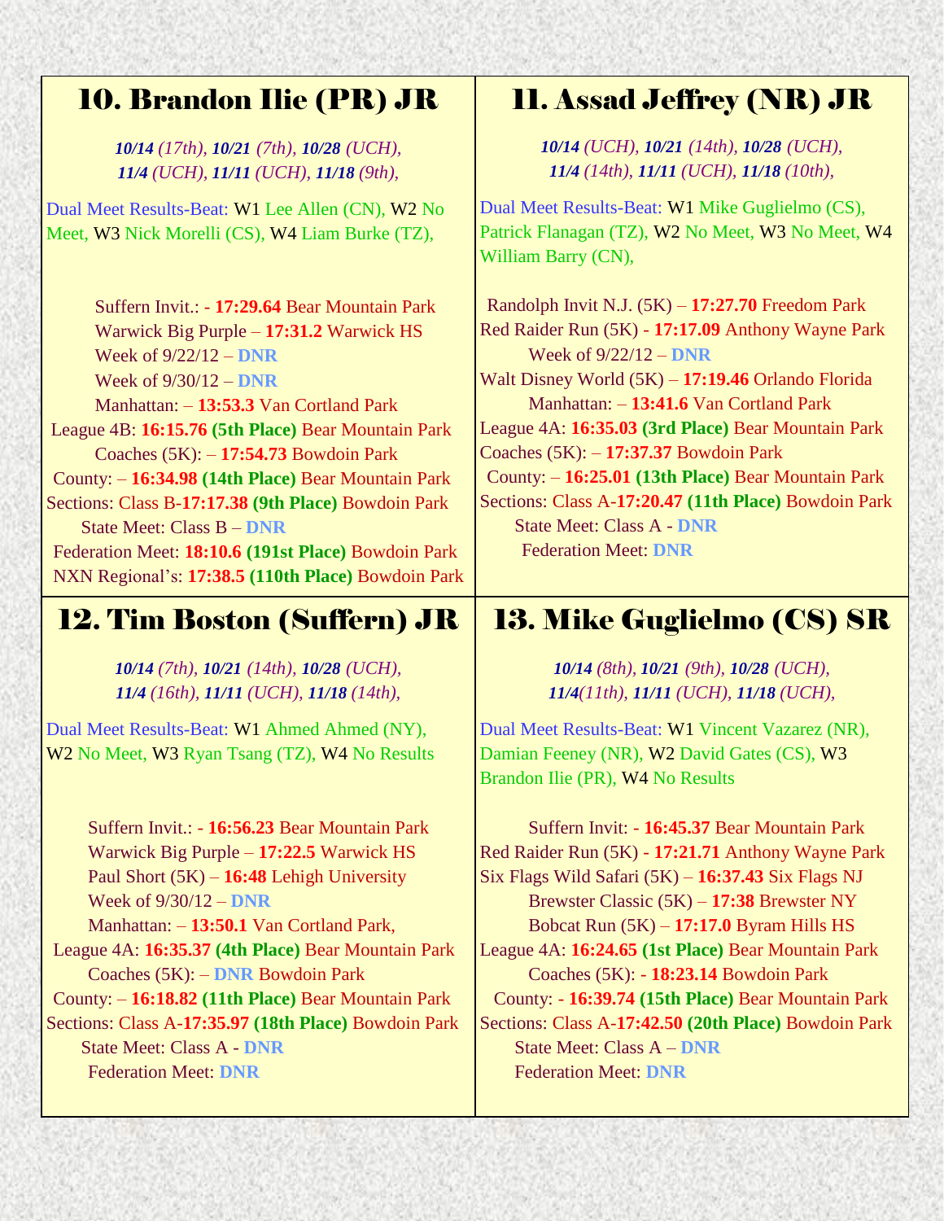## 10. Brandon Ilie (PR) JR

***10/14** (17th), **10/21** (7th), **10/28** (UCH),*
***11/4** (UCH), **11/11** (UCH), **11/18** (9th),*

Dual Meet Results-Beat: W1 Lee Allen (CN), W2 No Meet, W3 Nick Morelli (CS), W4 Liam Burke (TZ),

Suffern Invit.: - **17:29.64** Bear Mountain Park
Warwick Big Purple – **17:31.2** Warwick HS
Week of 9/22/12 – **DNR**
Week of 9/30/12 – **DNR**
Manhattan: – **13:53.3** Van Cortland Park
League 4B: **16:15.76** **(5th Place)** Bear Mountain Park
Coaches (5K): – **17:54.73** Bowdoin Park
County: – **16:34.98** **(14th Place)** Bear Mountain Park
Sections: Class B-**17:17.38** **(9th Place)** Bowdoin Park
State Meet: Class B – **DNR**
Federation Meet: **18:10.6** **(191st Place)** Bowdoin Park
NXN Regional's: **17:38.5** **(110th Place)** Bowdoin Park

## 11. Assad Jeffrey (NR) JR

***10/14** (UCH), **10/21** (14th), **10/28** (UCH),*
***11/4** (14th), **11/11** (UCH), **11/18** (10th),*

Dual Meet Results-Beat: W1 Mike Guglielmo (CS), Patrick Flanagan (TZ), W2 No Meet, W3 No Meet, W4 William Barry (CN),

Randolph Invit N.J. (5K) – **17:27.70** Freedom Park
Red Raider Run (5K) - **17:17.09** Anthony Wayne Park
Week of 9/22/12 – **DNR**
Walt Disney World (5K) – **17:19.46** Orlando Florida
Manhattan: – **13:41.6** Van Cortland Park
League 4A: **16:35.03** **(3rd Place)** Bear Mountain Park
Coaches (5K): – **17:37.37** Bowdoin Park
County: – **16:25.01** **(13th Place)** Bear Mountain Park
Sections: Class A-**17:20.47** **(11th Place)** Bowdoin Park
State Meet: Class A - **DNR**
Federation Meet: **DNR**

## 12. Tim Boston (Suffern) JR

***10/14** (7th), **10/21** (14th), **10/28** (UCH),*
***11/4** (16th), **11/11** (UCH), **11/18** (14th),*

Dual Meet Results-Beat: W1 Ahmed Ahmed (NY), W2 No Meet, W3 Ryan Tsang (TZ), W4 No Results

Suffern Invit.: - **16:56.23** Bear Mountain Park
Warwick Big Purple – **17:22.5** Warwick HS
Paul Short (5K) – **16:48** Lehigh University
Week of 9/30/12 – **DNR**
Manhattan: – **13:50.1** Van Cortland Park,
League 4A: **16:35.37** **(4th Place)** Bear Mountain Park
Coaches (5K): – **DNR** Bowdoin Park
County: – **16:18.82** **(11th Place)** Bear Mountain Park
Sections: Class A-**17:35.97** **(18th Place)** Bowdoin Park
State Meet: Class A - **DNR**
Federation Meet: **DNR**

## 13. Mike Guglielmo (CS) SR

***10/14** (8th), **10/21** (9th), **10/28** (UCH),*
***11/4** (11th), **11/11** (UCH), **11/18** (UCH),*

Dual Meet Results-Beat: W1 Vincent Vazarez (NR), Damian Feeney (NR), W2 David Gates (CS), W3 Brandon Ilie (PR), W4 No Results

Suffern Invit: - **16:45.37** Bear Mountain Park
Red Raider Run (5K) - **17:21.71** Anthony Wayne Park
Six Flags Wild Safari (5K) – **16:37.43** Six Flags NJ
Brewster Classic (5K) – **17:38** Brewster NY
Bobcat Run (5K) – **17:17.0** Byram Hills HS
League 4A: **16:24.65** **(1st Place)** Bear Mountain Park
Coaches (5K): - **18:23.14** Bowdoin Park
County: - **16:39.74** **(15th Place)** Bear Mountain Park
Sections: Class A-**17:42.50** **(20th Place)** Bowdoin Park
State Meet: Class A – **DNR**
Federation Meet: **DNR**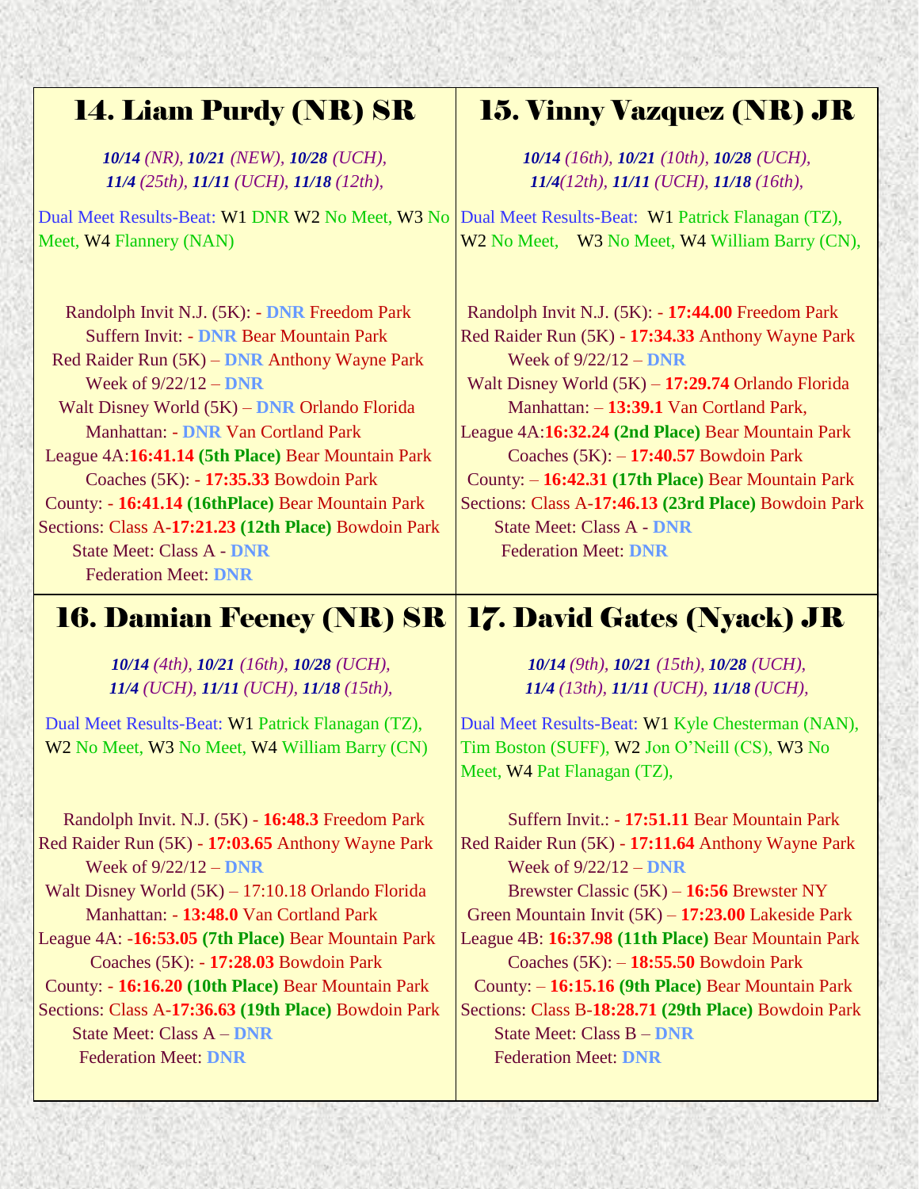## 14. Liam Purdy (NR) SR

***10/14** (NR), **10/21** (NEW), **10/28** (UCH),*
***11/4** (25th), **11/11** (UCH), **11/18** (12th),*

Dual Meet Results-Beat: W1 DNR W2 No Meet, W3 No Meet, W4 Flannery (NAN)

Randolph Invit N.J. (5K): - **DNR** Freedom Park
Suffern Invit: - **DNR** Bear Mountain Park
Red Raider Run (5K) – **DNR** Anthony Wayne Park
Week of 9/22/12 – **DNR**
Walt Disney World (5K) – **DNR** Orlando Florida
Manhattan: - **DNR** Van Cortland Park
League 4A:**16:41.14 (5th Place)** Bear Mountain Park
Coaches (5K): **- 17:35.33** Bowdoin Park
County: **- 16:41.14 (16thPlace)** Bear Mountain Park
Sections: Class A-**17:21.23 (12th Place)** Bowdoin Park
State Meet: Class A - **DNR**
Federation Meet: **DNR**

## 15. Vinny Vazquez (NR) JR

***10/14** (16th), **10/21** (10th), **10/28** (UCH),*
***11/4**(12th), **11/11** (UCH), **11/18** (16th),*

Dual Meet Results-Beat: W1 Patrick Flanagan (TZ), W2 No Meet, W3 No Meet, W4 William Barry (CN),

Randolph Invit N.J. (5K): **- 17:44.00** Freedom Park
Red Raider Run (5K) **- 17:34.33** Anthony Wayne Park
Week of 9/22/12 – **DNR**
Walt Disney World (5K) – **17:29.74** Orlando Florida
Manhattan: – **13:39.1** Van Cortland Park,
League 4A:**16:32.24 (2nd Place)** Bear Mountain Park
Coaches (5K): – **17:40.57** Bowdoin Park
County: – **16:42.31 (17th Place)** Bear Mountain Park
Sections: Class A-**17:46.13 (23rd Place)** Bowdoin Park
State Meet: Class A - **DNR**
Federation Meet: **DNR**

## 16. Damian Feeney (NR) SR

***10/14** (4th), **10/21** (16th), **10/28** (UCH),*
***11/4** (UCH), **11/11** (UCH), **11/18** (15th),*

Dual Meet Results-Beat: W1 Patrick Flanagan (TZ), W2 No Meet, W3 No Meet, W4 William Barry (CN)

Randolph Invit. N.J. (5K) - **16:48.3** Freedom Park
Red Raider Run (5K) **- 17:03.65** Anthony Wayne Park
Week of 9/22/12 – **DNR**
Walt Disney World (5K) – 17:10.18 Orlando Florida
Manhattan: **- 13:48.0** Van Cortland Park
League 4A: **-16:53.05 (7th Place)** Bear Mountain Park
Coaches (5K): **- 17:28.03** Bowdoin Park
County: **- 16:16.20 (10th Place)** Bear Mountain Park
Sections: Class A-**17:36.63 (19th Place)** Bowdoin Park
State Meet: Class A – **DNR**
Federation Meet: **DNR**

## 17. David Gates (Nyack) JR

***10/14** (9th), **10/21** (15th), **10/28** (UCH),*
***11/4** (13th), **11/11** (UCH), **11/18** (UCH),*

Dual Meet Results-Beat: W1 Kyle Chesterman (NAN), Tim Boston (SUFF), W2 Jon O'Neill (CS), W3 No Meet, W4 Pat Flanagan (TZ),

Suffern Invit.: **- 17:51.11** Bear Mountain Park
Red Raider Run (5K) **- 17:11.64** Anthony Wayne Park
Week of 9/22/12 – **DNR**
Brewster Classic (5K) – **16:56** Brewster NY
Green Mountain Invit (5K) – **17:23.00** Lakeside Park
League 4B: **16:37.98 (11th Place)** Bear Mountain Park
Coaches (5K): – **18:55.50** Bowdoin Park
County: – **16:15.16 (9th Place)** Bear Mountain Park
Sections: Class B-**18:28.71 (29th Place)** Bowdoin Park
State Meet: Class B – **DNR**
Federation Meet: **DNR**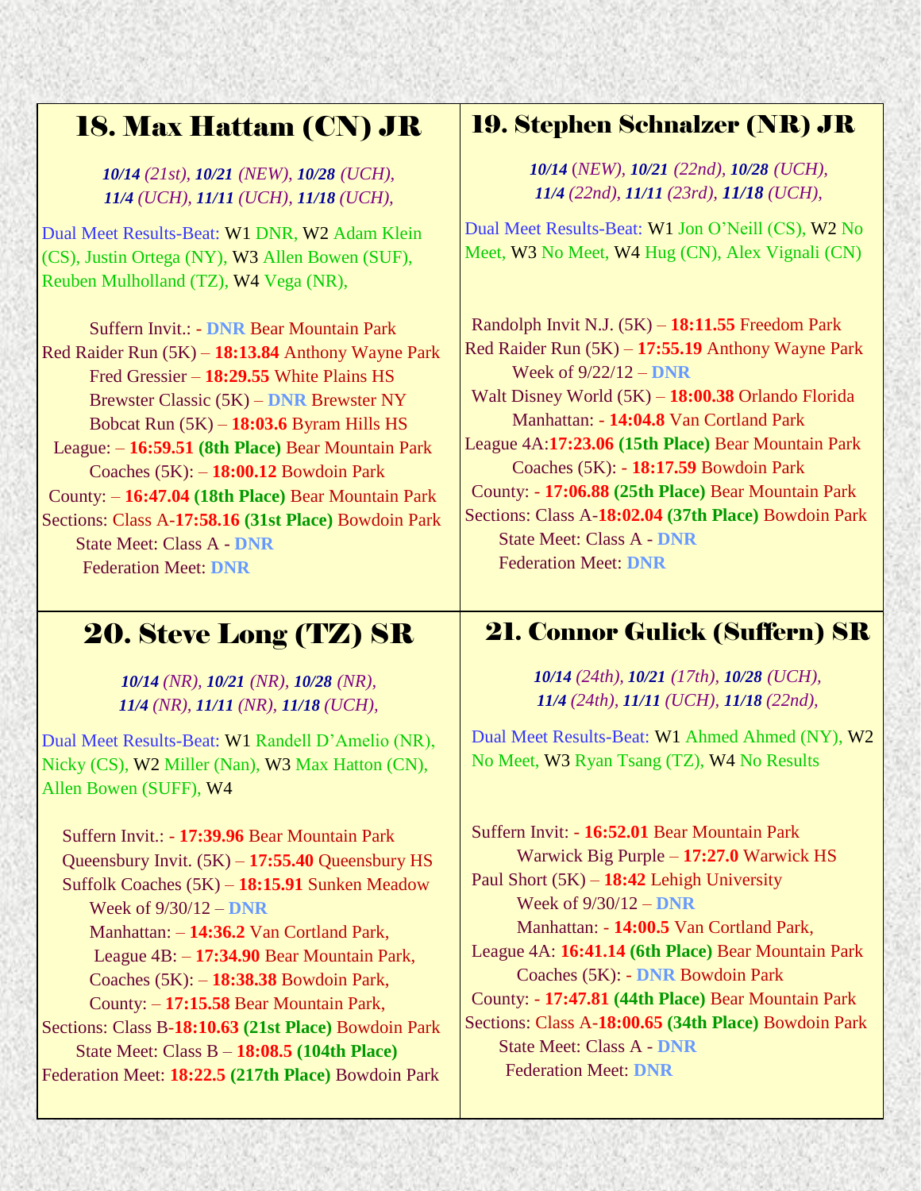## 18. Max Hattam (CN) JR

***10/14*** *(21st),* ***10/21*** *(NEW),* ***10/28*** *(UCH),*
***11/4*** *(UCH),* ***11/11*** *(UCH),* ***11/18*** *(UCH),*

Dual Meet Results-Beat: W1 DNR, W2 Adam Klein (CS), Justin Ortega (NY), W3 Allen Bowen (SUF), Reuben Mulholland (TZ), W4 Vega (NR),

Suffern Invit.: - **DNR** Bear Mountain Park
Red Raider Run (5K) – **18:13.84** Anthony Wayne Park
Fred Gressier – **18:29.55** White Plains HS
Brewster Classic (5K) – **DNR** Brewster NY
Bobcat Run (5K) – **18:03.6** Byram Hills HS
League: – **16:59.51 (8th Place)** Bear Mountain Park
Coaches (5K): – **18:00.12** Bowdoin Park
County: – **16:47.04 (18th Place)** Bear Mountain Park
Sections: Class A-**17:58.16 (31st Place)** Bowdoin Park
State Meet: Class A - **DNR**
Federation Meet: **DNR**

## 19. Stephen Schnalzer (NR) JR

***10/14*** *(NEW),* ***10/21*** *(22nd),* ***10/28*** *(UCH),*
***11/4*** *(22nd),* ***11/11*** *(23rd),* ***11/18*** *(UCH),*

Dual Meet Results-Beat: W1 Jon O'Neill (CS), W2 No Meet, W3 No Meet, W4 Hug (CN), Alex Vignali (CN)

Randolph Invit N.J. (5K) – **18:11.55** Freedom Park
Red Raider Run (5K) – **17:55.19** Anthony Wayne Park
Week of 9/22/12 – **DNR**
Walt Disney World (5K) – **18:00.38** Orlando Florida
Manhattan: - **14:04.8** Van Cortland Park
League 4A:**17:23.06 (15th Place)** Bear Mountain Park
Coaches (5K): - **18:17.59** Bowdoin Park
County: - **17:06.88 (25th Place)** Bear Mountain Park
Sections: Class A-**18:02.04 (37th Place)** Bowdoin Park
State Meet: Class A - **DNR**
Federation Meet: **DNR**

## 20. Steve Long (TZ) SR

***10/14*** *(NR),* ***10/21*** *(NR),* ***10/28*** *(NR),*
***11/4*** *(NR),* ***11/11*** *(NR),* ***11/18*** *(UCH),*

Dual Meet Results-Beat: W1 Randell D'Amelio (NR), Nicky (CS), W2 Miller (Nan), W3 Max Hatton (CN), Allen Bowen (SUFF), W4

Suffern Invit.: **- 17:39.96** Bear Mountain Park
Queensbury Invit. (5K) – **17:55.40** Queensbury HS
Suffolk Coaches (5K) – **18:15.91** Sunken Meadow
Week of 9/30/12 – **DNR**
Manhattan: – **14:36.2** Van Cortland Park,
League 4B: – **17:34.90** Bear Mountain Park,
Coaches (5K): – **18:38.38** Bowdoin Park,
County: – **17:15.58** Bear Mountain Park,
Sections: Class B-**18:10.63 (21st Place)** Bowdoin Park
State Meet: Class B – **18:08.5 (104th Place)**
Federation Meet: **18:22.5 (217th Place)** Bowdoin Park

## 21. Connor Gulick (Suffern) SR

***10/14*** *(24th),* ***10/21*** *(17th),* ***10/28*** *(UCH),*
***11/4*** *(24th),* ***11/11*** *(UCH),* ***11/18*** *(22nd),*

Dual Meet Results-Beat: W1 Ahmed Ahmed (NY), W2 No Meet, W3 Ryan Tsang (TZ), W4 No Results

Suffern Invit: - **16:52.01** Bear Mountain Park
Warwick Big Purple – **17:27.0** Warwick HS
Paul Short (5K) – **18:42** Lehigh University
Week of 9/30/12 – **DNR**
Manhattan: - **14:00.5** Van Cortland Park,
League 4A: **16:41.14 (6th Place)** Bear Mountain Park
Coaches (5K): - **DNR** Bowdoin Park
County: - **17:47.81 (44th Place)** Bear Mountain Park
Sections: Class A-**18:00.65 (34th Place)** Bowdoin Park
State Meet: Class A - **DNR**
Federation Meet: **DNR**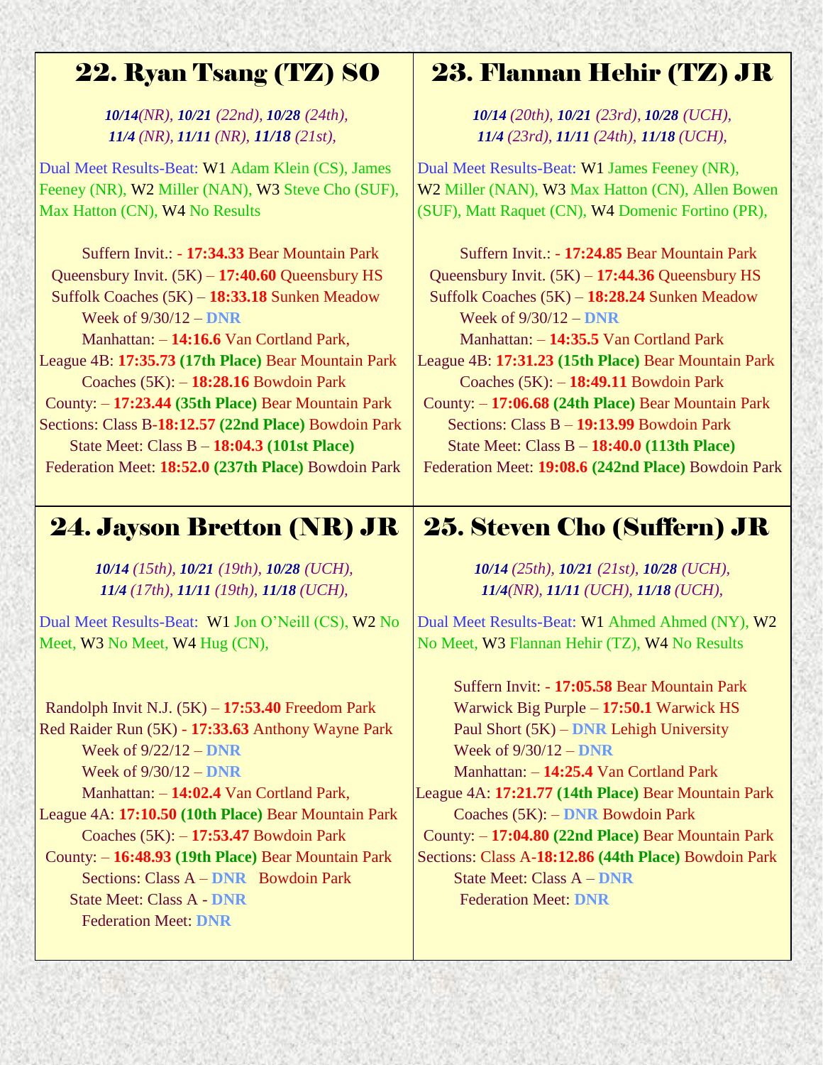## 22. Ryan Tsang (TZ) SO

*10/14(NR), 10/21 (22nd), 10/28 (24th),*
*11/4 (NR), 11/11 (NR), 11/18 (21st),*

Dual Meet Results-Beat: W1 Adam Klein (CS), James Feeney (NR), W2 Miller (NAN), W3 Steve Cho (SUF), Max Hatton (CN), W4 No Results

Suffern Invit.: - **17:34.33** Bear Mountain Park
Queensbury Invit. (5K) – **17:40.60** Queensbury HS
Suffolk Coaches (5K) – **18:33.18** Sunken Meadow
Week of 9/30/12 – **DNR**
Manhattan: – **14:16.6** Van Cortland Park,
League 4B: **17:35.73 (17th Place)** Bear Mountain Park
Coaches (5K): – **18:28.16** Bowdoin Park
County: – **17:23.44 (35th Place)** Bear Mountain Park
Sections: Class B-**18:12.57 (22nd Place)** Bowdoin Park
State Meet: Class B – **18:04.3 (101st Place)**
Federation Meet: **18:52.0 (237th Place)** Bowdoin Park

## 23. Flannan Hehir (TZ) JR

*10/14 (20th), 10/21 (23rd), 10/28 (UCH),*
*11/4 (23rd), 11/11 (24th), 11/18 (UCH),*

Dual Meet Results-Beat: W1 James Feeney (NR), W2 Miller (NAN), W3 Max Hatton (CN), Allen Bowen (SUF), Matt Raquet (CN), W4 Domenic Fortino (PR),

Suffern Invit.: - **17:24.85** Bear Mountain Park
Queensbury Invit. (5K) – **17:44.36** Queensbury HS
Suffolk Coaches (5K) – **18:28.24** Sunken Meadow
Week of 9/30/12 – **DNR**
Manhattan: – **14:35.5** Van Cortland Park
League 4B: **17:31.23 (15th Place)** Bear Mountain Park
Coaches (5K): – **18:49.11** Bowdoin Park
County: – **17:06.68 (24th Place)** Bear Mountain Park
Sections: Class B – **19:13.99** Bowdoin Park
State Meet: Class B – **18:40.0 (113th Place)**
Federation Meet: **19:08.6 (242nd Place)** Bowdoin Park

## 24. Jayson Bretton (NR) JR

*10/14 (15th), 10/21 (19th), 10/28 (UCH),*
*11/4 (17th), 11/11 (19th), 11/18 (UCH),*

Dual Meet Results-Beat: W1 Jon O'Neill (CS), W2 No Meet, W3 No Meet, W4 Hug (CN),

Randolph Invit N.J. (5K) – **17:53.40** Freedom Park
Red Raider Run (5K) - **17:33.63** Anthony Wayne Park
Week of 9/22/12 – **DNR**
Week of 9/30/12 – **DNR**
Manhattan: – **14:02.4** Van Cortland Park,
League 4A: **17:10.50 (10th Place)** Bear Mountain Park
Coaches (5K): – **17:53.47** Bowdoin Park
County: – **16:48.93 (19th Place)** Bear Mountain Park
Sections: Class A – **DNR** Bowdoin Park
State Meet: Class A - **DNR**
Federation Meet: **DNR**

## 25. Steven Cho (Suffern) JR

*10/14 (25th), 10/21 (21st), 10/28 (UCH),*
*11/4(NR), 11/11 (UCH), 11/18 (UCH),*

Dual Meet Results-Beat: W1 Ahmed Ahmed (NY), W2 No Meet, W3 Flannan Hehir (TZ), W4 No Results

Suffern Invit: - **17:05.58** Bear Mountain Park
Warwick Big Purple – **17:50.1** Warwick HS
Paul Short (5K) – **DNR** Lehigh University
Week of 9/30/12 – **DNR**
Manhattan: – **14:25.4** Van Cortland Park
League 4A: **17:21.77 (14th Place)** Bear Mountain Park
Coaches (5K): – **DNR** Bowdoin Park
County: – **17:04.80 (22nd Place)** Bear Mountain Park
Sections: Class A-**18:12.86 (44th Place)** Bowdoin Park
State Meet: Class A – **DNR**
Federation Meet: **DNR**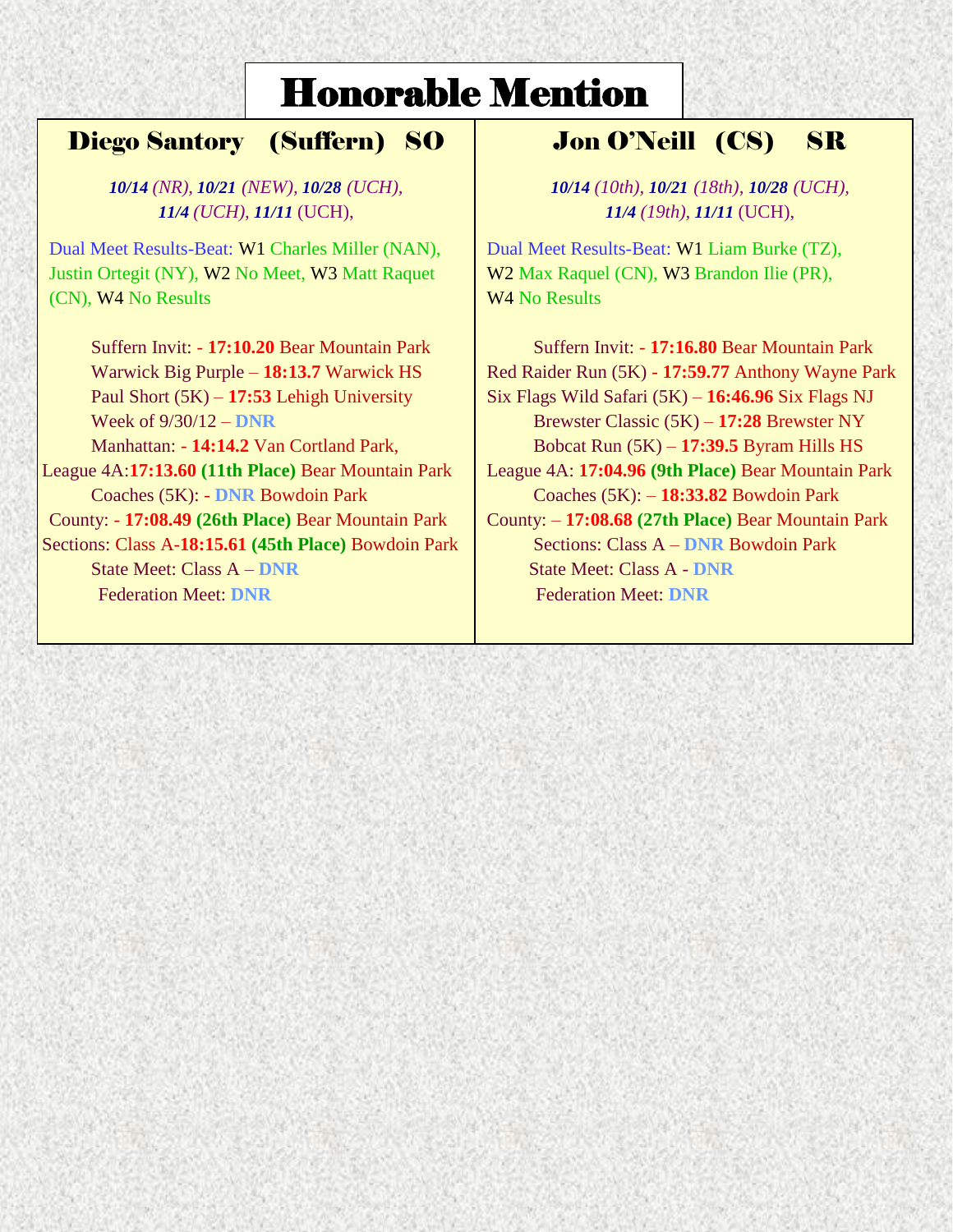# Honorable Mention

## Diego Santory (Suffern) SO

***10/14*** *(NR)*, ***10/21*** *(NEW)*, ***10/28*** *(UCH)*, ***11/4*** *(UCH)*, ***11/11*** (UCH),

Dual Meet Results-Beat: W1 Charles Miller (NAN), Justin Ortegit (NY), W2 No Meet, W3 Matt Raquet (CN), W4 No Results

Suffern Invit: - **17:10.20** Bear Mountain Park
Warwick Big Purple – **18:13.7** Warwick HS
Paul Short (5K) – **17:53** Lehigh University
Week of 9/30/12 – **DNR**
Manhattan: - **14:14.2** Van Cortland Park,
League 4A:**17:13.60 (11th Place)** Bear Mountain Park
Coaches (5K): - **DNR** Bowdoin Park
County: - **17:08.49 (26th Place)** Bear Mountain Park
Sections: Class A-**18:15.61 (45th Place)** Bowdoin Park
State Meet: Class A – **DNR**
Federation Meet: **DNR**

## Jon O'Neill (CS) SR

***10/14*** *(10th)*, ***10/21*** *(18th)*, ***10/28*** *(UCH)*, ***11/4*** *(19th)*, ***11/11*** (UCH),

Dual Meet Results-Beat: W1 Liam Burke (TZ), W2 Max Raquel (CN), W3 Brandon Ilie (PR), W4 No Results

Suffern Invit: - **17:16.80** Bear Mountain Park
Red Raider Run (5K) - **17:59.77** Anthony Wayne Park
Six Flags Wild Safari (5K) – **16:46.96** Six Flags NJ
Brewster Classic (5K) – **17:28** Brewster NY
Bobcat Run (5K) – **17:39.5** Byram Hills HS
League 4A: **17:04.96 (9th Place)** Bear Mountain Park
Coaches (5K): – **18:33.82** Bowdoin Park
County: – **17:08.68 (27th Place)** Bear Mountain Park
Sections: Class A – **DNR** Bowdoin Park
State Meet: Class A - **DNR**
Federation Meet: **DNR**